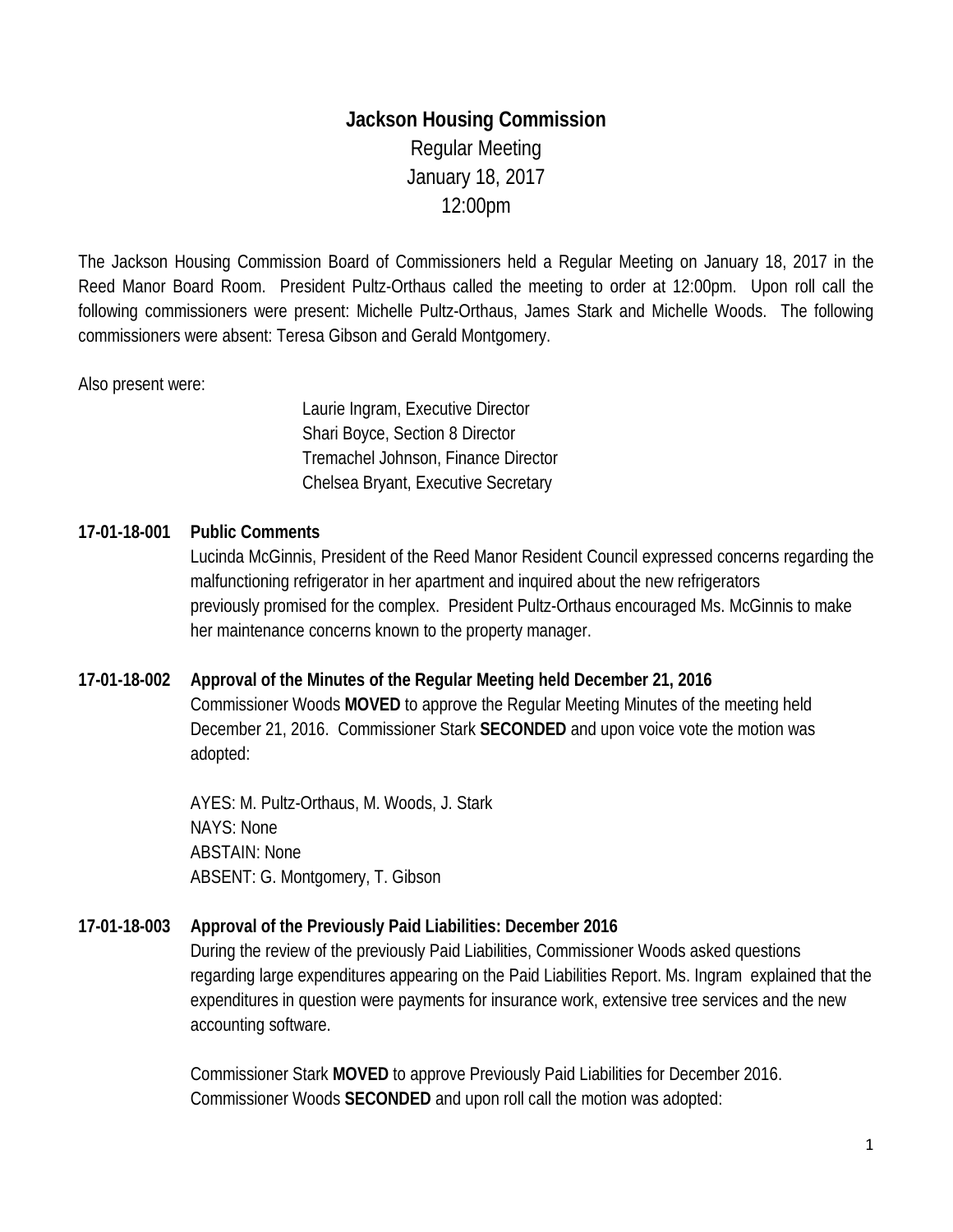# Jackson Housing Commission

Regular Meeting
January 18, 2017
12:00pm

The Jackson Housing Commission Board of Commissioners held a Regular Meeting on January 18, 2017 in the Reed Manor Board Room. President Pultz-Orthaus called the meeting to order at 12:00pm. Upon roll call the following commissioners were present: Michelle Pultz-Orthaus, James Stark and Michelle Woods. The following commissioners were absent: Teresa Gibson and Gerald Montgomery.

Also present were:

Laurie Ingram, Executive Director
Shari Boyce, Section 8 Director
Tremachel Johnson, Finance Director
Chelsea Bryant, Executive Secretary

**17-01-18-001 Public Comments**

Lucinda McGinnis, President of the Reed Manor Resident Council expressed concerns regarding the malfunctioning refrigerator in her apartment and inquired about the new refrigerators previously promised for the complex. President Pultz-Orthaus encouraged Ms. McGinnis to make her maintenance concerns known to the property manager.

**17-01-18-002 Approval of the Minutes of the Regular Meeting held December 21, 2016**

Commissioner Woods **MOVED** to approve the Regular Meeting Minutes of the meeting held December 21, 2016. Commissioner Stark **SECONDED** and upon voice vote the motion was adopted:

AYES: M. Pultz-Orthaus, M. Woods, J. Stark
NAYS: None
ABSTAIN: None
ABSENT: G. Montgomery, T. Gibson

**17-01-18-003 Approval of the Previously Paid Liabilities: December 2016**

During the review of the previously Paid Liabilities, Commissioner Woods asked questions regarding large expenditures appearing on the Paid Liabilities Report. Ms. Ingram explained that the expenditures in question were payments for insurance work, extensive tree services and the new accounting software.

Commissioner Stark **MOVED** to approve Previously Paid Liabilities for December 2016. Commissioner Woods **SECONDED** and upon roll call the motion was adopted: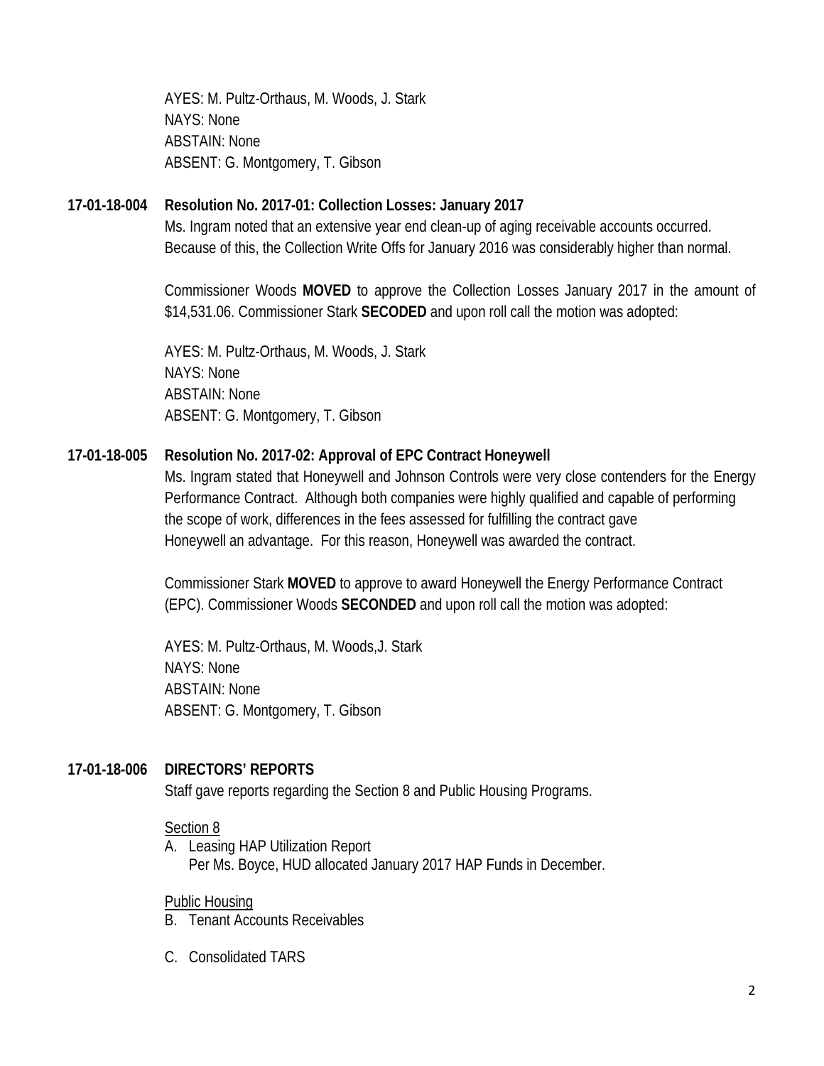AYES: M. Pultz-Orthaus, M. Woods, J. Stark
NAYS: None
ABSTAIN: None
ABSENT: G. Montgomery, T. Gibson

**17-01-18-004 Resolution No. 2017-01: Collection Losses: January 2017**

Ms. Ingram noted that an extensive year end clean-up of aging receivable accounts occurred. Because of this, the Collection Write Offs for January 2016 was considerably higher than normal.

Commissioner Woods **MOVED** to approve the Collection Losses January 2017 in the amount of $14,531.06. Commissioner Stark **SECODED** and upon roll call the motion was adopted:

AYES: M. Pultz-Orthaus, M. Woods, J. Stark
NAYS: None
ABSTAIN: None
ABSENT: G. Montgomery, T. Gibson

**17-01-18-005 Resolution No. 2017-02: Approval of EPC Contract Honeywell**

Ms. Ingram stated that Honeywell and Johnson Controls were very close contenders for the Energy Performance Contract. Although both companies were highly qualified and capable of performing the scope of work, differences in the fees assessed for fulfilling the contract gave Honeywell an advantage. For this reason, Honeywell was awarded the contract.

Commissioner Stark **MOVED** to approve to award Honeywell the Energy Performance Contract (EPC). Commissioner Woods **SECONDED** and upon roll call the motion was adopted:

AYES: M. Pultz-Orthaus, M. Woods,J. Stark
NAYS: None
ABSTAIN: None
ABSENT: G. Montgomery, T. Gibson

**17-01-18-006 DIRECTORS' REPORTS**

Staff gave reports regarding the Section 8 and Public Housing Programs.

Section 8

A. Leasing HAP Utilization Report
   Per Ms. Boyce, HUD allocated January 2017 HAP Funds in December.

Public Housing

B. Tenant Accounts Receivables

C. Consolidated TARS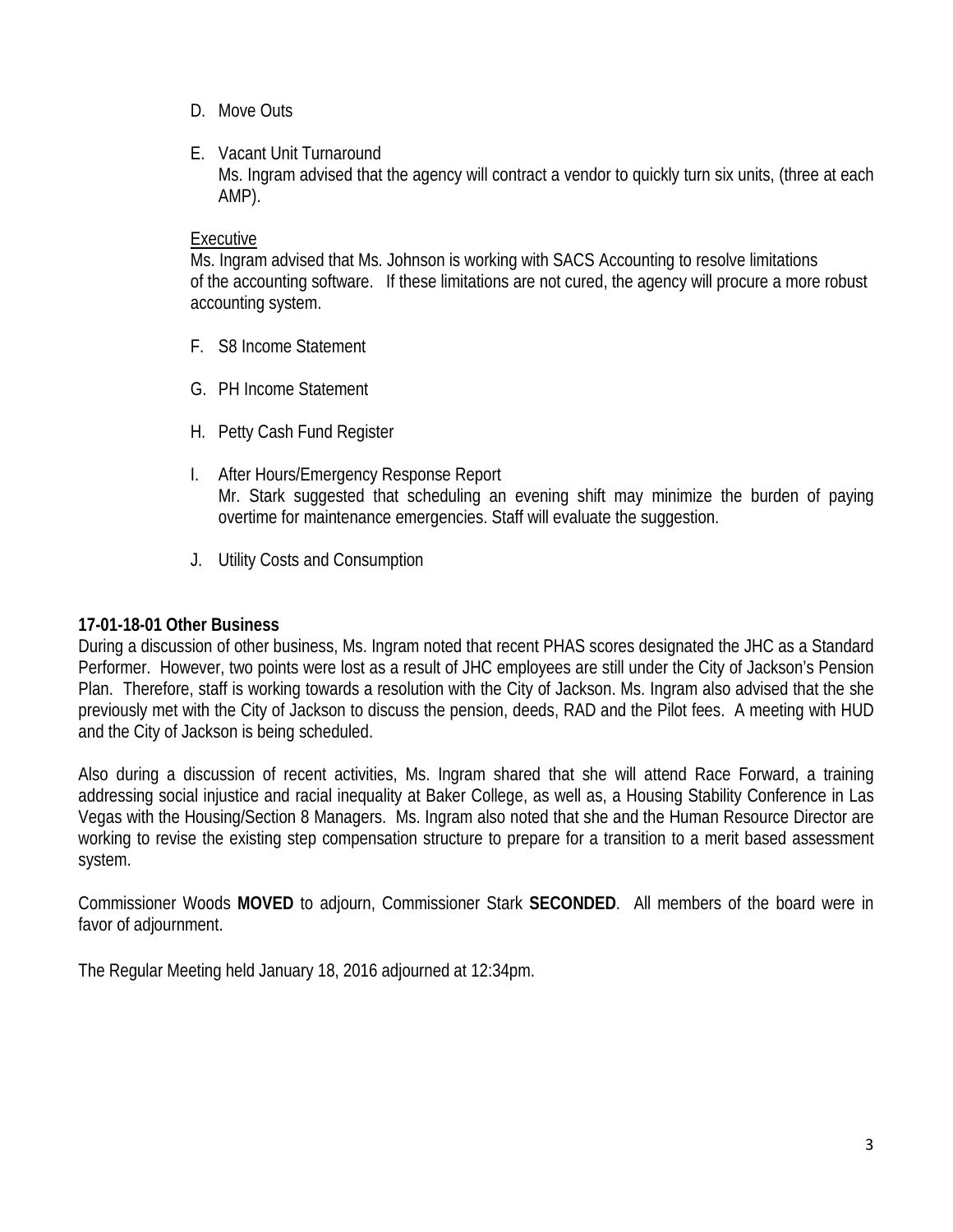D. Move Outs

E. Vacant Unit Turnaround
   Ms. Ingram advised that the agency will contract a vendor to quickly turn six units, (three at each AMP).

   Executive
   Ms. Ingram advised that Ms. Johnson is working with SACS Accounting to resolve limitations of the accounting software. If these limitations are not cured, the agency will procure a more robust accounting system.

F. S8 Income Statement

G. PH Income Statement

H. Petty Cash Fund Register

I. After Hours/Emergency Response Report
   Mr. Stark suggested that scheduling an evening shift may minimize the burden of paying overtime for maintenance emergencies. Staff will evaluate the suggestion.

J. Utility Costs and Consumption

**17-01-18-01 Other Business**

During a discussion of other business, Ms. Ingram noted that recent PHAS scores designated the JHC as a Standard Performer. However, two points were lost as a result of JHC employees are still under the City of Jackson's Pension Plan. Therefore, staff is working towards a resolution with the City of Jackson. Ms. Ingram also advised that the she previously met with the City of Jackson to discuss the pension, deeds, RAD and the Pilot fees. A meeting with HUD and the City of Jackson is being scheduled.

Also during a discussion of recent activities, Ms. Ingram shared that she will attend Race Forward, a training addressing social injustice and racial inequality at Baker College, as well as, a Housing Stability Conference in Las Vegas with the Housing/Section 8 Managers. Ms. Ingram also noted that she and the Human Resource Director are working to revise the existing step compensation structure to prepare for a transition to a merit based assessment system.

Commissioner Woods **MOVED** to adjourn, Commissioner Stark **SECONDED**. All members of the board were in favor of adjournment.

The Regular Meeting held January 18, 2016 adjourned at 12:34pm.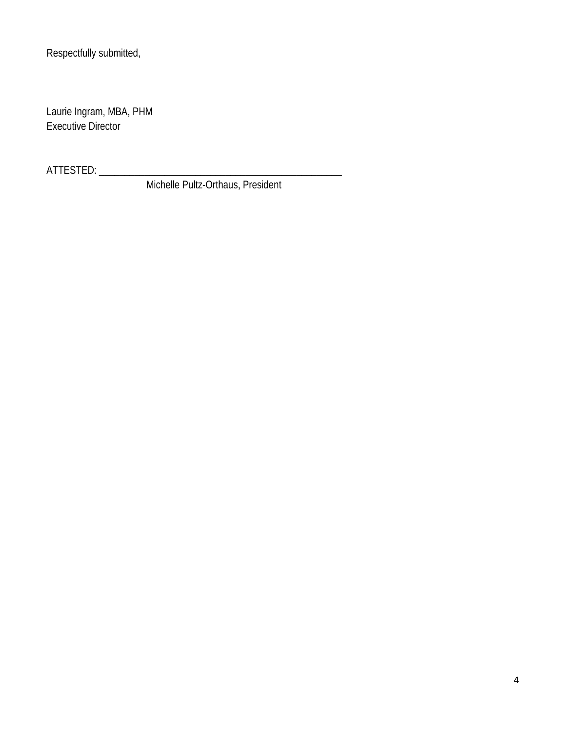Respectfully submitted,

Laurie Ingram, MBA, PHM
Executive Director

ATTESTED: ______________________________________________
Michelle Pultz-Orthaus, President